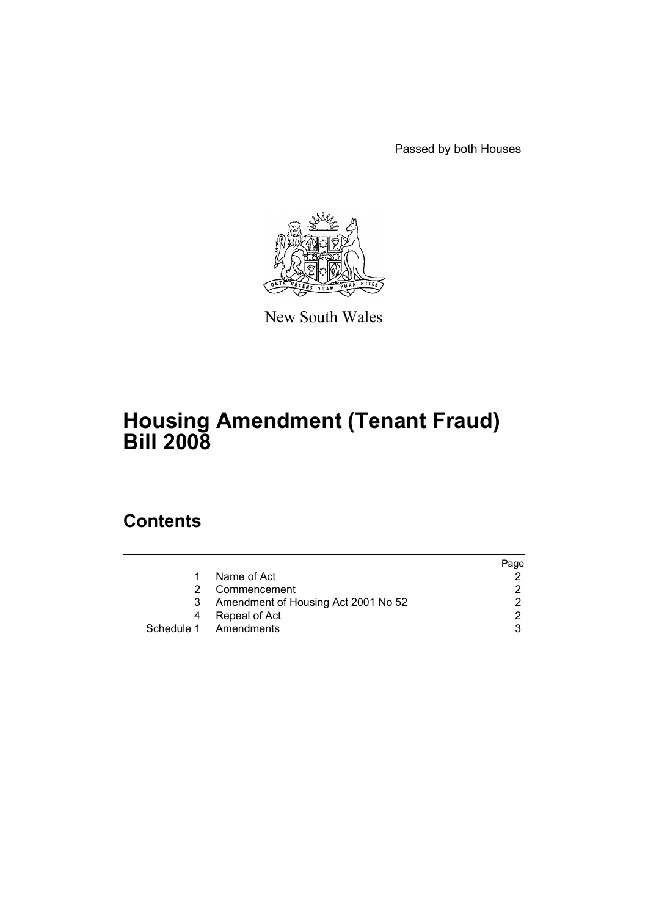Passed by both Houses

New South Wales

# Housing Amendment (Tenant Fraud) Bill 2008

## Contents

| | | Page |
|---|---|---|
| 1 | Name of Act | 2 |
| 2 | Commencement | 2 |
| 3 | Amendment of Housing Act 2001 No 52 | 2 |
| 4 | Repeal of Act | 2 |
| Schedule 1 | Amendments | 3 |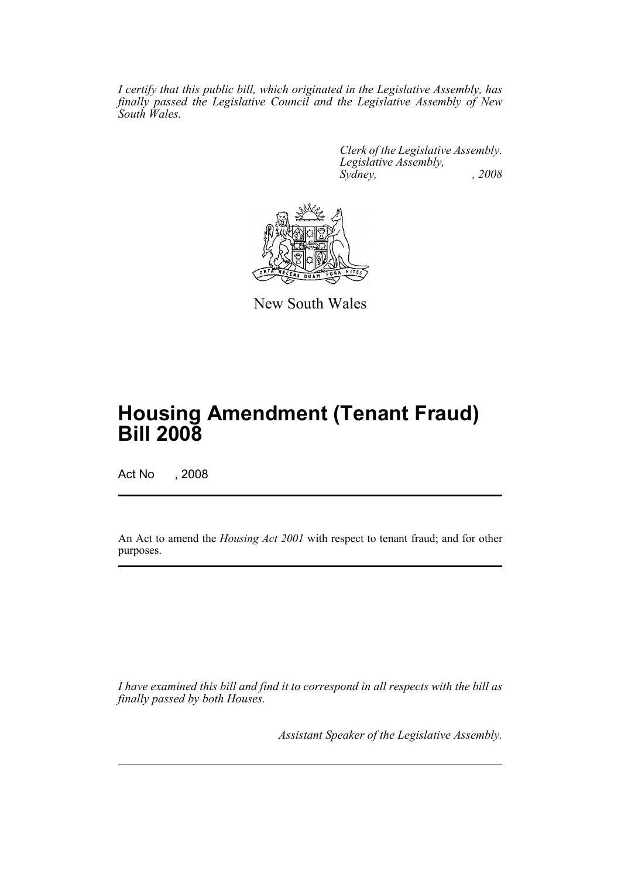*I certify that this public bill, which originated in the Legislative Assembly, has finally passed the Legislative Council and the Legislative Assembly of New South Wales.*

*Clerk of the Legislative Assembly.*
*Legislative Assembly,*
*Sydney, , 2008*

New South Wales

# Housing Amendment (Tenant Fraud) Bill 2008

Act No , 2008

An Act to amend the *Housing Act 2001* with respect to tenant fraud; and for other purposes.

*I have examined this bill and find it to correspond in all respects with the bill as finally passed by both Houses.*

*Assistant Speaker of the Legislative Assembly.*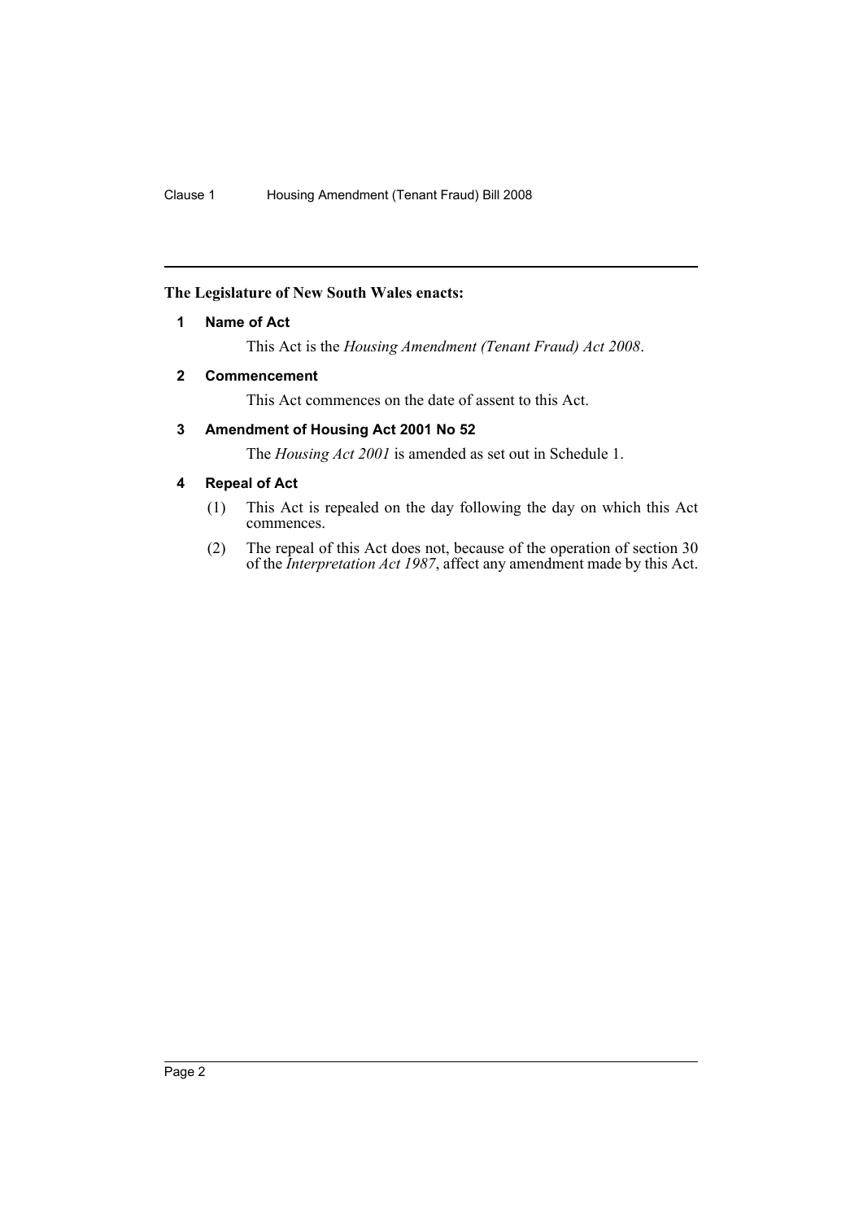**The Legislature of New South Wales enacts:**

## 1 Name of Act

This Act is the *Housing Amendment (Tenant Fraud) Act 2008*.

## 2 Commencement

This Act commences on the date of assent to this Act.

## 3 Amendment of Housing Act 2001 No 52

The *Housing Act 2001* is amended as set out in Schedule 1.

## 4 Repeal of Act

(1) This Act is repealed on the day following the day on which this Act commences.

(2) The repeal of this Act does not, because of the operation of section 30 of the *Interpretation Act 1987*, affect any amendment made by this Act.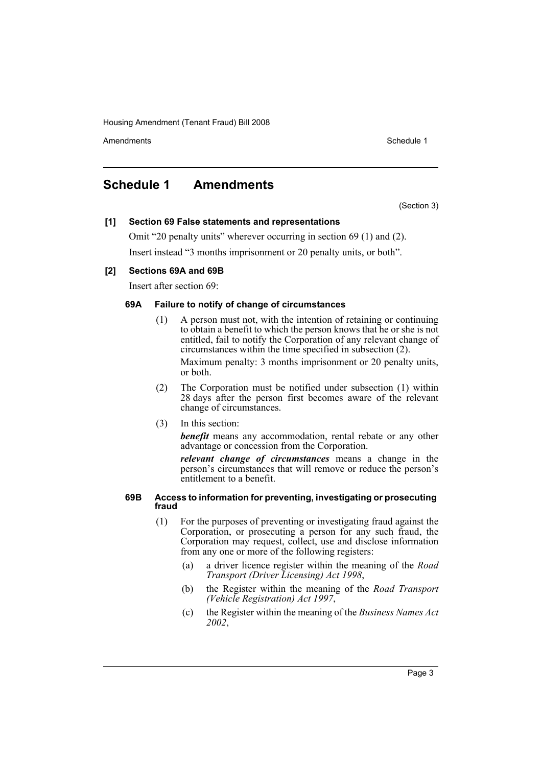# Schedule 1 Amendments

(Section 3)

**[1] Section 69 False statements and representations**

Omit "20 penalty units" wherever occurring in section 69 (1) and (2).

Insert instead "3 months imprisonment or 20 penalty units, or both".

**[2] Sections 69A and 69B**

Insert after section 69:

**69A Failure to notify of change of circumstances**

(1) A person must not, with the intention of retaining or continuing to obtain a benefit to which the person knows that he or she is not entitled, fail to notify the Corporation of any relevant change of circumstances within the time specified in subsection (2).

Maximum penalty: 3 months imprisonment or 20 penalty units, or both.

(2) The Corporation must be notified under subsection (1) within 28 days after the person first becomes aware of the relevant change of circumstances.

(3) In this section:

***benefit*** means any accommodation, rental rebate or any other advantage or concession from the Corporation.

***relevant change of circumstances*** means a change in the person's circumstances that will remove or reduce the person's entitlement to a benefit.

**69B Access to information for preventing, investigating or prosecuting fraud**

(1) For the purposes of preventing or investigating fraud against the Corporation, or prosecuting a person for any such fraud, the Corporation may request, collect, use and disclose information from any one or more of the following registers:

(a) a driver licence register within the meaning of the *Road Transport (Driver Licensing) Act 1998*,

(b) the Register within the meaning of the *Road Transport (Vehicle Registration) Act 1997*,

(c) the Register within the meaning of the *Business Names Act 2002*,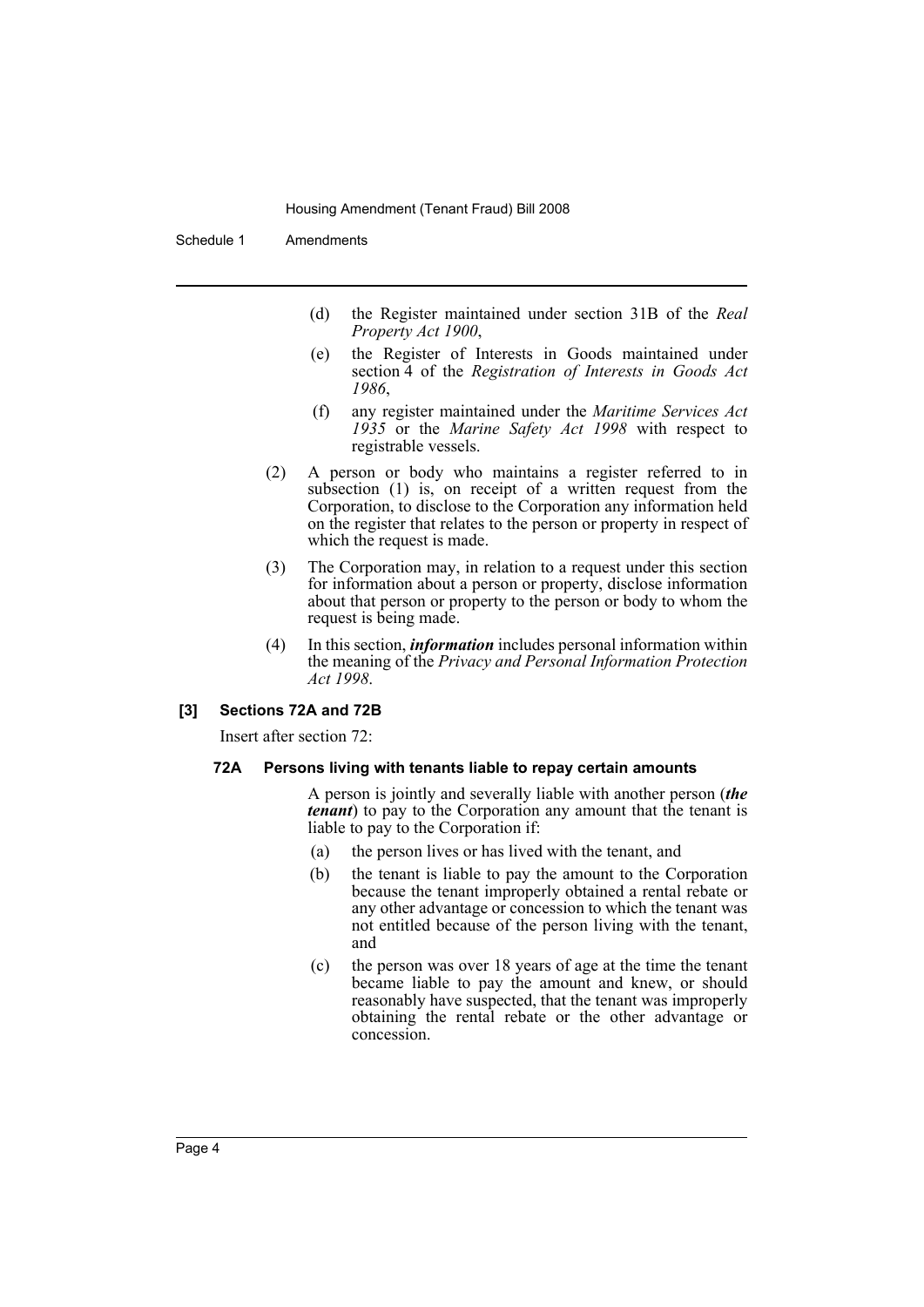(d) the Register maintained under section 31B of the *Real Property Act 1900*,

(e) the Register of Interests in Goods maintained under section 4 of the *Registration of Interests in Goods Act 1986*,

(f) any register maintained under the *Maritime Services Act 1935* or the *Marine Safety Act 1998* with respect to registrable vessels.

(2) A person or body who maintains a register referred to in subsection (1) is, on receipt of a written request from the Corporation, to disclose to the Corporation any information held on the register that relates to the person or property in respect of which the request is made.

(3) The Corporation may, in relation to a request under this section for information about a person or property, disclose information about that person or property to the person or body to whom the request is being made.

(4) In this section, ***information*** includes personal information within the meaning of the *Privacy and Personal Information Protection Act 1998*.

### [3] Sections 72A and 72B

Insert after section 72:

#### 72A Persons living with tenants liable to repay certain amounts

A person is jointly and severally liable with another person (***the tenant***) to pay to the Corporation any amount that the tenant is liable to pay to the Corporation if:

(a) the person lives or has lived with the tenant, and

(b) the tenant is liable to pay the amount to the Corporation because the tenant improperly obtained a rental rebate or any other advantage or concession to which the tenant was not entitled because of the person living with the tenant, and

(c) the person was over 18 years of age at the time the tenant became liable to pay the amount and knew, or should reasonably have suspected, that the tenant was improperly obtaining the rental rebate or the other advantage or concession.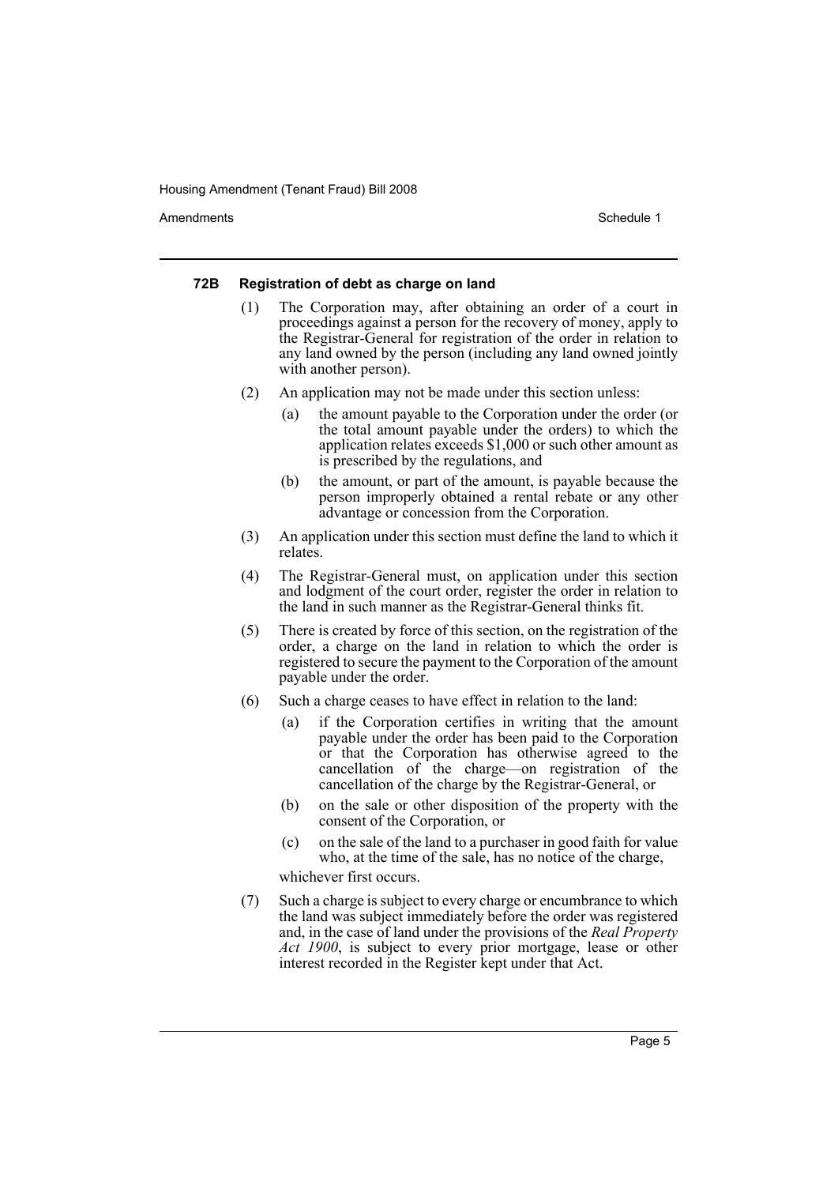#### 72B Registration of debt as charge on land

(1) The Corporation may, after obtaining an order of a court in proceedings against a person for the recovery of money, apply to the Registrar-General for registration of the order in relation to any land owned by the person (including any land owned jointly with another person).

(2) An application may not be made under this section unless:

- (a) the amount payable to the Corporation under the order (or the total amount payable under the orders) to which the application relates exceeds $1,000 or such other amount as is prescribed by the regulations, and
- (b) the amount, or part of the amount, is payable because the person improperly obtained a rental rebate or any other advantage or concession from the Corporation.

(3) An application under this section must define the land to which it relates.

(4) The Registrar-General must, on application under this section and lodgment of the court order, register the order in relation to the land in such manner as the Registrar-General thinks fit.

(5) There is created by force of this section, on the registration of the order, a charge on the land in relation to which the order is registered to secure the payment to the Corporation of the amount payable under the order.

(6) Such a charge ceases to have effect in relation to the land:

- (a) if the Corporation certifies in writing that the amount payable under the order has been paid to the Corporation or that the Corporation has otherwise agreed to the cancellation of the charge—on registration of the cancellation of the charge by the Registrar-General, or
- (b) on the sale or other disposition of the property with the consent of the Corporation, or
- (c) on the sale of the land to a purchaser in good faith for value who, at the time of the sale, has no notice of the charge,

whichever first occurs.

(7) Such a charge is subject to every charge or encumbrance to which the land was subject immediately before the order was registered and, in the case of land under the provisions of the *Real Property Act 1900*, is subject to every prior mortgage, lease or other interest recorded in the Register kept under that Act.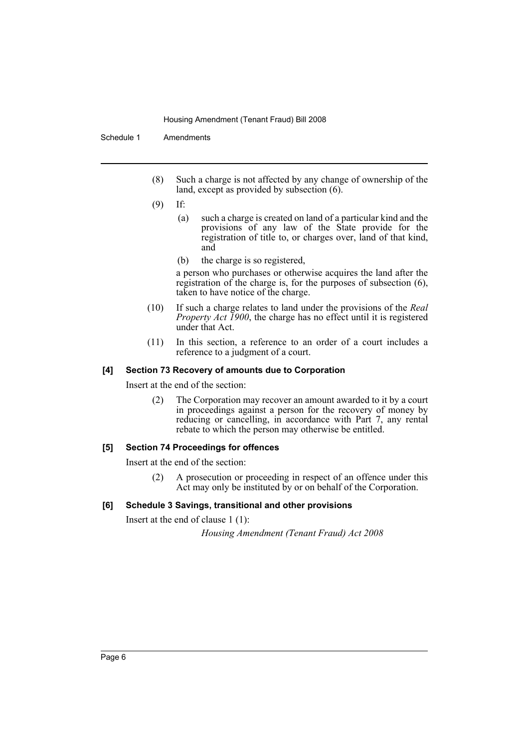(8) Such a charge is not affected by any change of ownership of the land, except as provided by subsection (6).

(9) If:

(a) such a charge is created on land of a particular kind and the provisions of any law of the State provide for the registration of title to, or charges over, land of that kind, and

(b) the charge is so registered,

a person who purchases or otherwise acquires the land after the registration of the charge is, for the purposes of subsection (6), taken to have notice of the charge.

(10) If such a charge relates to land under the provisions of the *Real Property Act 1900*, the charge has no effect until it is registered under that Act.

(11) In this section, a reference to an order of a court includes a reference to a judgment of a court.

#### [4] Section 73 Recovery of amounts due to Corporation

Insert at the end of the section:

(2) The Corporation may recover an amount awarded to it by a court in proceedings against a person for the recovery of money by reducing or cancelling, in accordance with Part 7, any rental rebate to which the person may otherwise be entitled.

#### [5] Section 74 Proceedings for offences

Insert at the end of the section:

(2) A prosecution or proceeding in respect of an offence under this Act may only be instituted by or on behalf of the Corporation.

#### [6] Schedule 3 Savings, transitional and other provisions

Insert at the end of clause 1 (1):

*Housing Amendment (Tenant Fraud) Act 2008*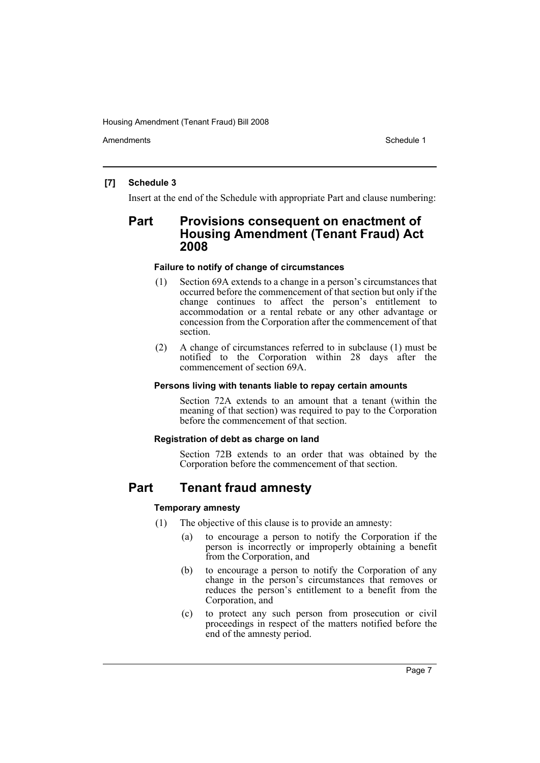**[7] Schedule 3**

Insert at the end of the Schedule with appropriate Part and clause numbering:

## Part Provisions consequent on enactment of Housing Amendment (Tenant Fraud) Act 2008

#### Failure to notify of change of circumstances

(1) Section 69A extends to a change in a person's circumstances that occurred before the commencement of that section but only if the change continues to affect the person's entitlement to accommodation or a rental rebate or any other advantage or concession from the Corporation after the commencement of that section.

(2) A change of circumstances referred to in subclause (1) must be notified to the Corporation within 28 days after the commencement of section 69A.

#### Persons living with tenants liable to repay certain amounts

Section 72A extends to an amount that a tenant (within the meaning of that section) was required to pay to the Corporation before the commencement of that section.

#### Registration of debt as charge on land

Section 72B extends to an order that was obtained by the Corporation before the commencement of that section.

## Part Tenant fraud amnesty

#### Temporary amnesty

(1) The objective of this clause is to provide an amnesty:

- (a) to encourage a person to notify the Corporation if the person is incorrectly or improperly obtaining a benefit from the Corporation, and
- (b) to encourage a person to notify the Corporation of any change in the person's circumstances that removes or reduces the person's entitlement to a benefit from the Corporation, and
- (c) to protect any such person from prosecution or civil proceedings in respect of the matters notified before the end of the amnesty period.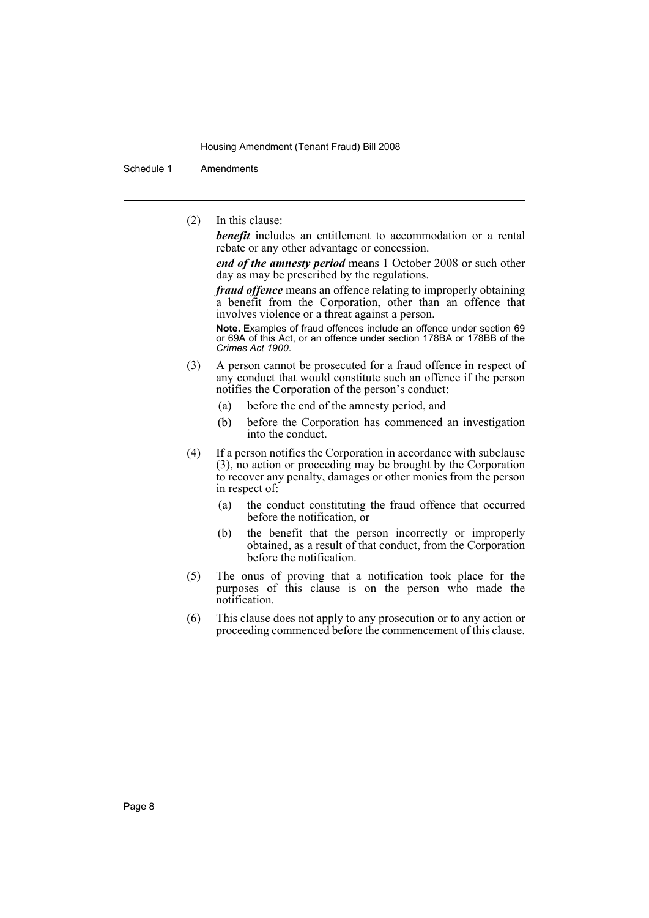(2) In this clause:

***benefit*** includes an entitlement to accommodation or a rental rebate or any other advantage or concession.

***end of the amnesty period*** means 1 October 2008 or such other day as may be prescribed by the regulations.

***fraud offence*** means an offence relating to improperly obtaining a benefit from the Corporation, other than an offence that involves violence or a threat against a person.

**Note.** Examples of fraud offences include an offence under section 69 or 69A of this Act, or an offence under section 178BA or 178BB of the *Crimes Act 1900*.

(3) A person cannot be prosecuted for a fraud offence in respect of any conduct that would constitute such an offence if the person notifies the Corporation of the person's conduct:

(a) before the end of the amnesty period, and

(b) before the Corporation has commenced an investigation into the conduct.

(4) If a person notifies the Corporation in accordance with subclause (3), no action or proceeding may be brought by the Corporation to recover any penalty, damages or other monies from the person in respect of:

(a) the conduct constituting the fraud offence that occurred before the notification, or

(b) the benefit that the person incorrectly or improperly obtained, as a result of that conduct, from the Corporation before the notification.

(5) The onus of proving that a notification took place for the purposes of this clause is on the person who made the notification.

(6) This clause does not apply to any prosecution or to any action or proceeding commenced before the commencement of this clause.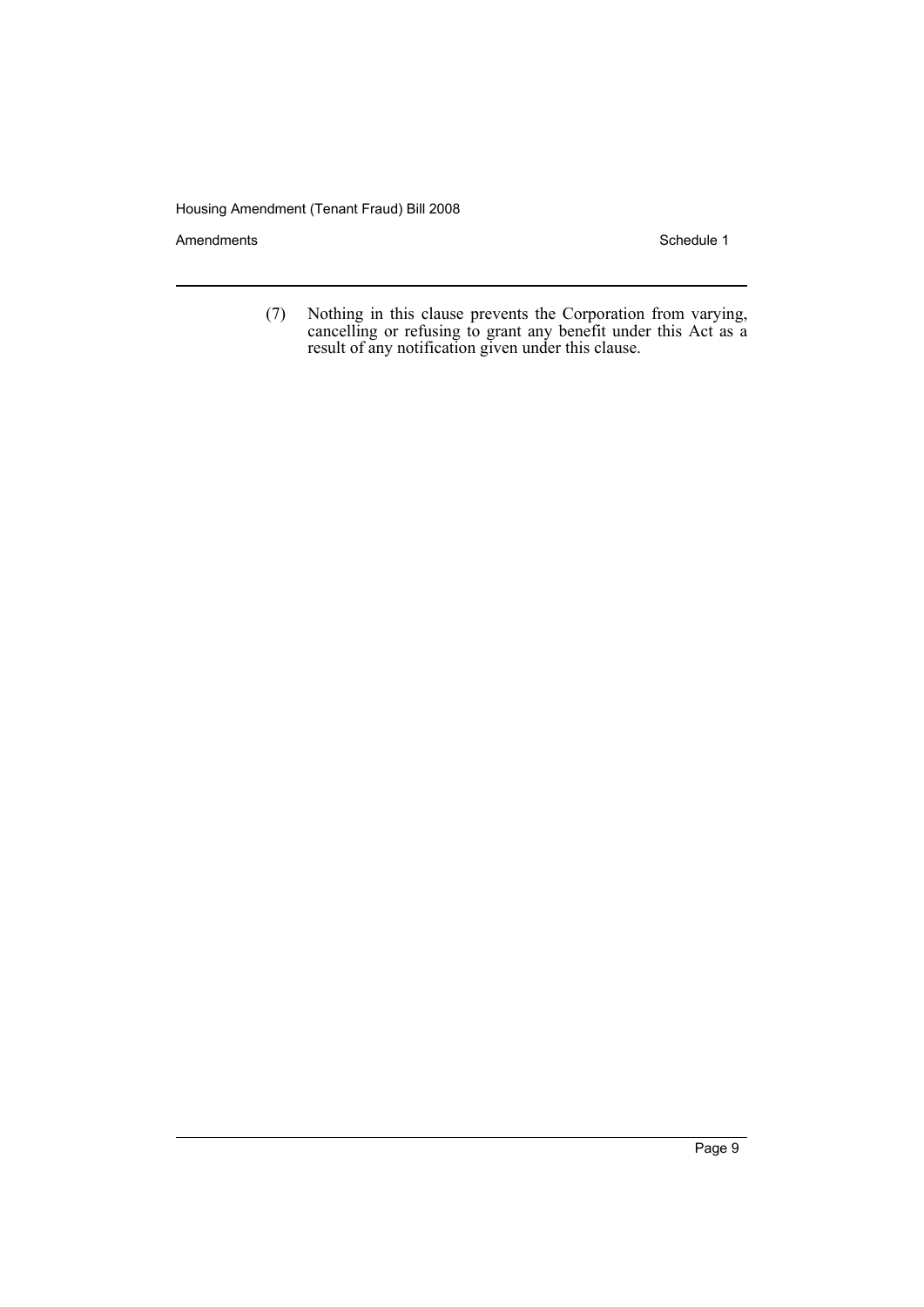(7) Nothing in this clause prevents the Corporation from varying, cancelling or refusing to grant any benefit under this Act as a result of any notification given under this clause.